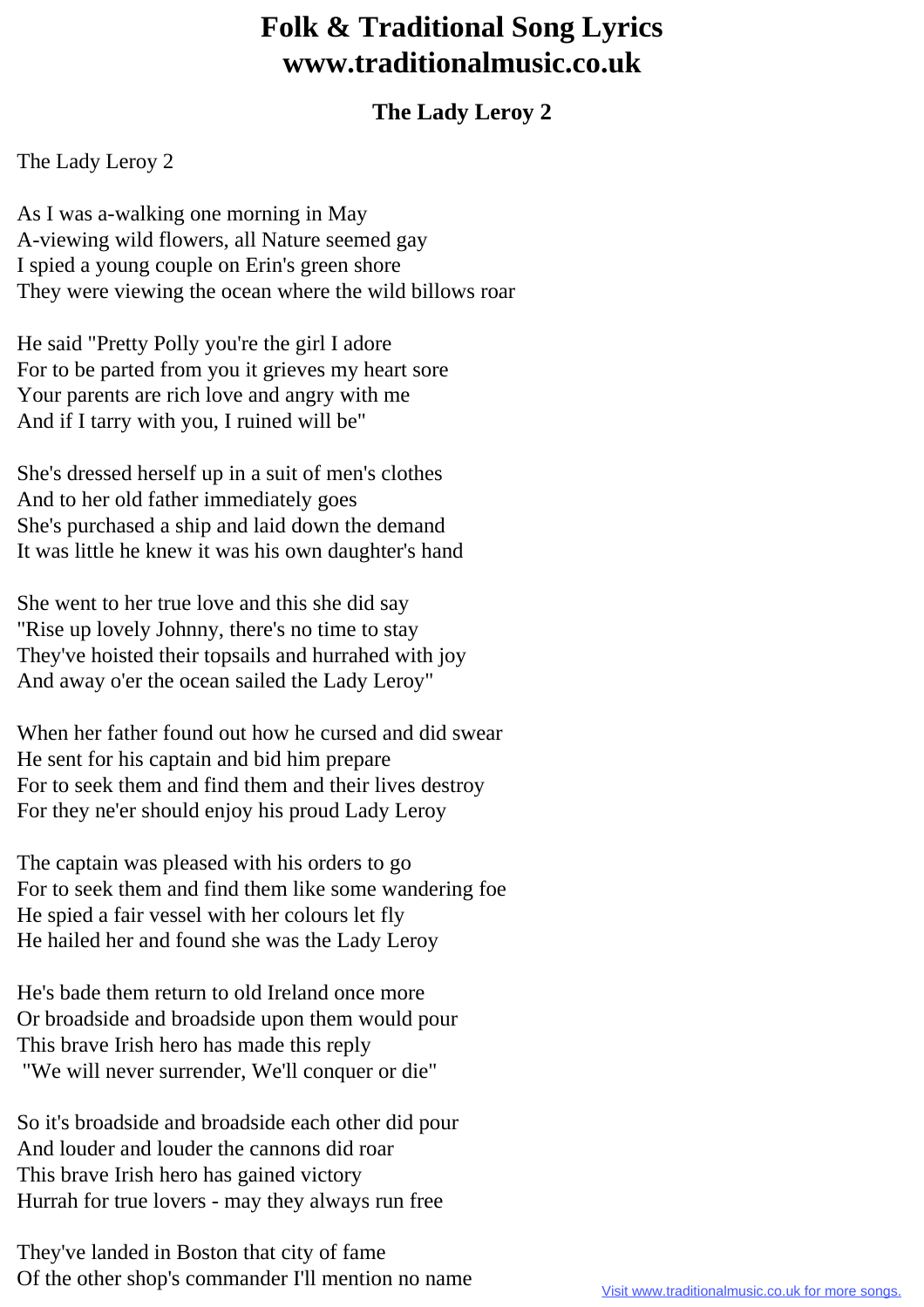# Folk & Traditional Song Lyrics
# www.traditionalmusic.co.uk

### The Lady Leroy 2

The Lady Leroy 2

As I was a-walking one morning in May
A-viewing wild flowers, all Nature seemed gay
I spied a young couple on Erin's green shore
They were viewing the ocean where the wild billows roar

He said "Pretty Polly you're the girl I adore
For to be parted from you it grieves my heart sore
Your parents are rich love and angry with me
And if I tarry with you, I ruined will be"

She's dressed herself up in a suit of men's clothes
And to her old father immediately goes
She's purchased a ship and laid down the demand
It was little he knew it was his own daughter's hand

She went to her true love and this she did say
"Rise up lovely Johnny, there's no time to stay
They've hoisted their topsails and hurrahed with joy
And away o'er the ocean sailed the Lady Leroy"

When her father found out how he cursed and did swear
He sent for his captain and bid him prepare
For to seek them and find them and their lives destroy
For they ne'er should enjoy his proud Lady Leroy

The captain was pleased with his orders to go
For to seek them and find them like some wandering foe
He spied a fair vessel with her colours let fly
He hailed her and found she was the Lady Leroy

He's bade them return to old Ireland once more
Or broadside and broadside upon them would pour
This brave Irish hero has made this reply
"We will never surrender, We'll conquer or die"

So it's broadside and broadside each other did pour
And louder and louder the cannons did roar
This brave Irish hero has gained victory
Hurrah for true lovers - may they always run free

They've landed in Boston that city of fame
Of the other shop's commander I'll mention no name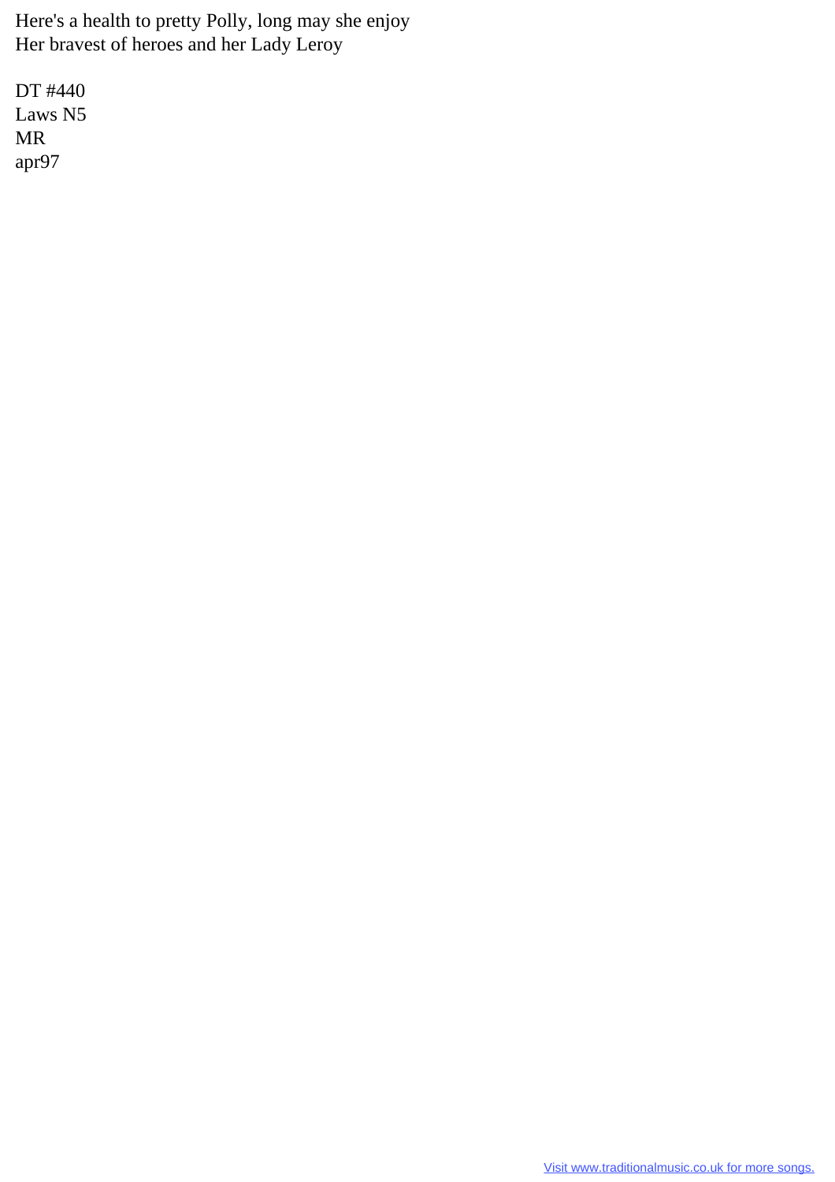Here's a health to pretty Polly, long may she enjoy
Her bravest of heroes and her Lady Leroy

DT #440
Laws N5
MR
apr97